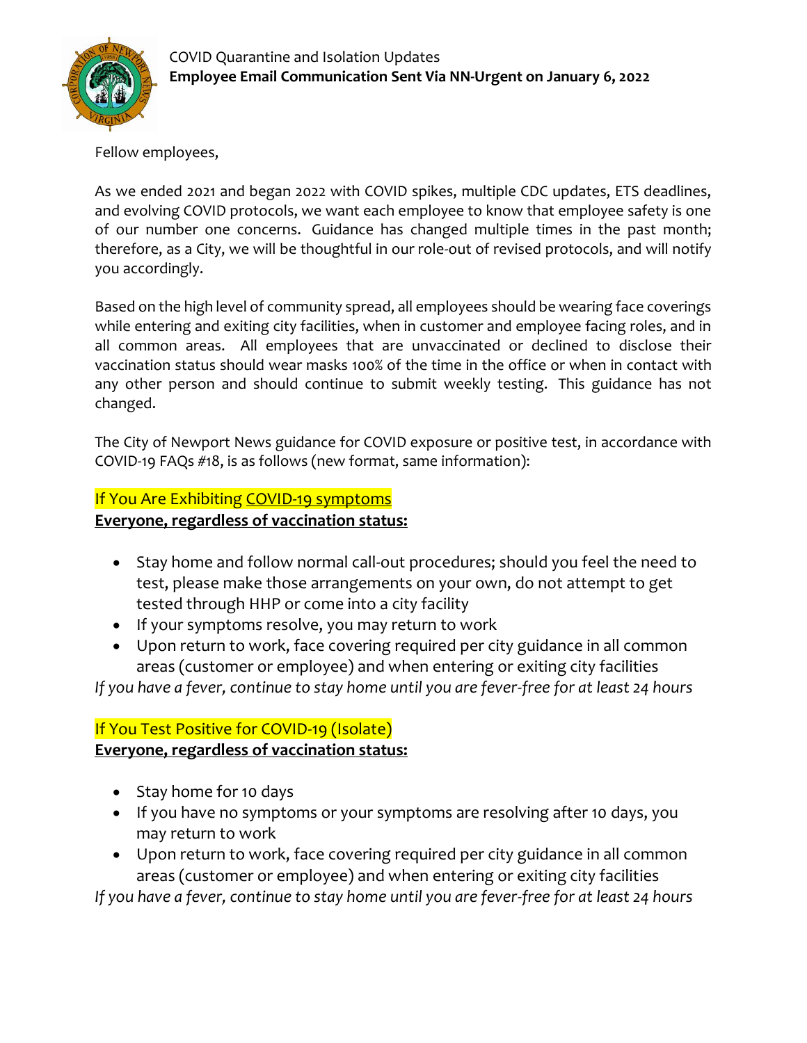COVID Quarantine and Isolation Updates
**Employee Email Communication Sent Via NN-Urgent on January 6, 2022**

Fellow employees,

As we ended 2021 and began 2022 with COVID spikes, multiple CDC updates, ETS deadlines, and evolving COVID protocols, we want each employee to know that employee safety is one of our number one concerns. Guidance has changed multiple times in the past month; therefore, as a City, we will be thoughtful in our role-out of revised protocols, and will notify you accordingly.

Based on the high level of community spread, all employees should be wearing face coverings while entering and exiting city facilities, when in customer and employee facing roles, and in all common areas. All employees that are unvaccinated or declined to disclose their vaccination status should wear masks 100% of the time in the office or when in contact with any other person and should continue to submit weekly testing. This guidance has not changed.

The City of Newport News guidance for COVID exposure or positive test, in accordance with COVID-19 FAQs #18, is as follows (new format, same information):

## If You Are Exhibiting COVID-19 symptoms

**Everyone, regardless of vaccination status:**

- Stay home and follow normal call-out procedures; should you feel the need to test, please make those arrangements on your own, do not attempt to get tested through HHP or come into a city facility
- If your symptoms resolve, you may return to work
- Upon return to work, face covering required per city guidance in all common areas (customer or employee) and when entering or exiting city facilities

*If you have a fever, continue to stay home until you are fever-free for at least 24 hours*

## If You Test Positive for COVID-19 (Isolate)

**Everyone, regardless of vaccination status:**

- Stay home for 10 days
- If you have no symptoms or your symptoms are resolving after 10 days, you may return to work
- Upon return to work, face covering required per city guidance in all common areas (customer or employee) and when entering or exiting city facilities

*If you have a fever, continue to stay home until you are fever-free for at least 24 hours*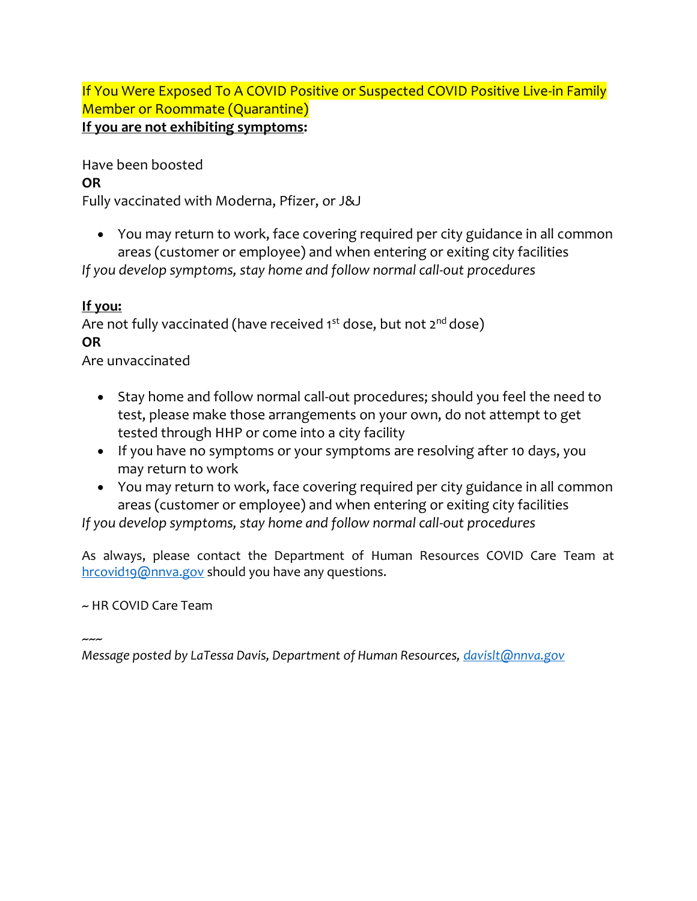If You Were Exposed To A COVID Positive or Suspected COVID Positive Live-in Family Member or Roommate (Quarantine)

**If you are not exhibiting symptoms:**

Have been boosted

**OR**

Fully vaccinated with Moderna, Pfizer, or J&J

- You may return to work, face covering required per city guidance in all common areas (customer or employee) and when entering or exiting city facilities

*If you develop symptoms, stay home and follow normal call-out procedures*

**If you:**

Are not fully vaccinated (have received 1st dose, but not 2nd dose)

**OR**

Are unvaccinated

- Stay home and follow normal call-out procedures; should you feel the need to test, please make those arrangements on your own, do not attempt to get tested through HHP or come into a city facility
- If you have no symptoms or your symptoms are resolving after 10 days, you may return to work
- You may return to work, face covering required per city guidance in all common areas (customer or employee) and when entering or exiting city facilities

*If you develop symptoms, stay home and follow normal call-out procedures*

As always, please contact the Department of Human Resources COVID Care Team at hrcovid19@nnva.gov should you have any questions.

~ HR COVID Care Team

~~~

*Message posted by LaTessa Davis, Department of Human Resources, davislt@nnva.gov*